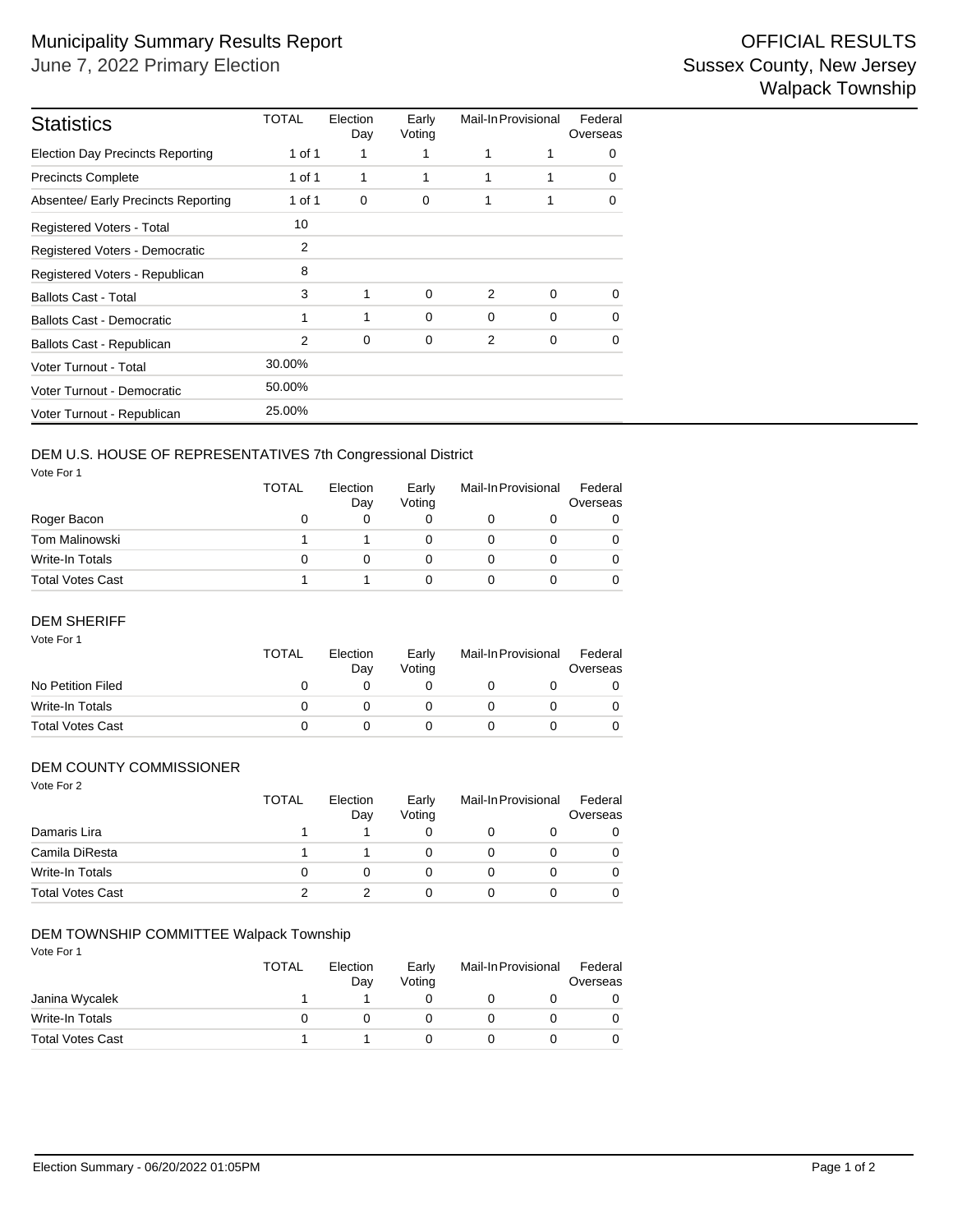# Municipality Summary Results Report

June 7, 2022 Primary Election

OFFICIAL RESULTS
Sussex County, New Jersey
Walpack Township

## Statistics

| Statistics | TOTAL | Election Day | Early Voting | Mail-In | Provisional | Federal Overseas |
|---|---|---|---|---|---|---|
| Election Day Precincts Reporting | 1 of 1 | 1 | 1 | 1 | 1 | 0 |
| Precincts Complete | 1 of 1 | 1 | 1 | 1 | 1 | 0 |
| Absentee/ Early Precincts Reporting | 1 of 1 | 0 | 0 | 1 | 1 | 0 |
| Registered Voters - Total | 10 | | | | | |
| Registered Voters - Democratic | 2 | | | | | |
| Registered Voters - Republican | 8 | | | | | |
| Ballots Cast - Total | 3 | 1 | 0 | 2 | 0 | 0 |
| Ballots Cast - Democratic | 1 | 1 | 0 | 0 | 0 | 0 |
| Ballots Cast - Republican | 2 | 0 | 0 | 2 | 0 | 0 |
| Voter Turnout - Total | 30.00% | | | | | |
| Voter Turnout - Democratic | 50.00% | | | | | |
| Voter Turnout - Republican | 25.00% | | | | | |

## DEM U.S. HOUSE OF REPRESENTATIVES 7th Congressional District

Vote For 1

| | TOTAL | Election Day | Early Voting | Mail-In | Provisional | Federal Overseas |
|---|---|---|---|---|---|---|
| Roger Bacon | 0 | 0 | 0 | 0 | 0 | 0 |
| Tom Malinowski | 1 | 1 | 0 | 0 | 0 | 0 |
| Write-In Totals | 0 | 0 | 0 | 0 | 0 | 0 |
| Total Votes Cast | 1 | 1 | 0 | 0 | 0 | 0 |

## DEM SHERIFF

Vote For 1

| | TOTAL | Election Day | Early Voting | Mail-In | Provisional | Federal Overseas |
|---|---|---|---|---|---|---|
| No Petition Filed | 0 | 0 | 0 | 0 | 0 | 0 |
| Write-In Totals | 0 | 0 | 0 | 0 | 0 | 0 |
| Total Votes Cast | 0 | 0 | 0 | 0 | 0 | 0 |

## DEM COUNTY COMMISSIONER

Vote For 2

| | TOTAL | Election Day | Early Voting | Mail-In | Provisional | Federal Overseas |
|---|---|---|---|---|---|---|
| Damaris Lira | 1 | 1 | 0 | 0 | 0 | 0 |
| Camila DiResta | 1 | 1 | 0 | 0 | 0 | 0 |
| Write-In Totals | 0 | 0 | 0 | 0 | 0 | 0 |
| Total Votes Cast | 2 | 2 | 0 | 0 | 0 | 0 |

## DEM TOWNSHIP COMMITTEE Walpack Township

Vote For 1

| | TOTAL | Election Day | Early Voting | Mail-In | Provisional | Federal Overseas |
|---|---|---|---|---|---|---|
| Janina Wycalek | 1 | 1 | 0 | 0 | 0 | 0 |
| Write-In Totals | 0 | 0 | 0 | 0 | 0 | 0 |
| Total Votes Cast | 1 | 1 | 0 | 0 | 0 | 0 |

Election Summary - 06/20/2022 01:05PM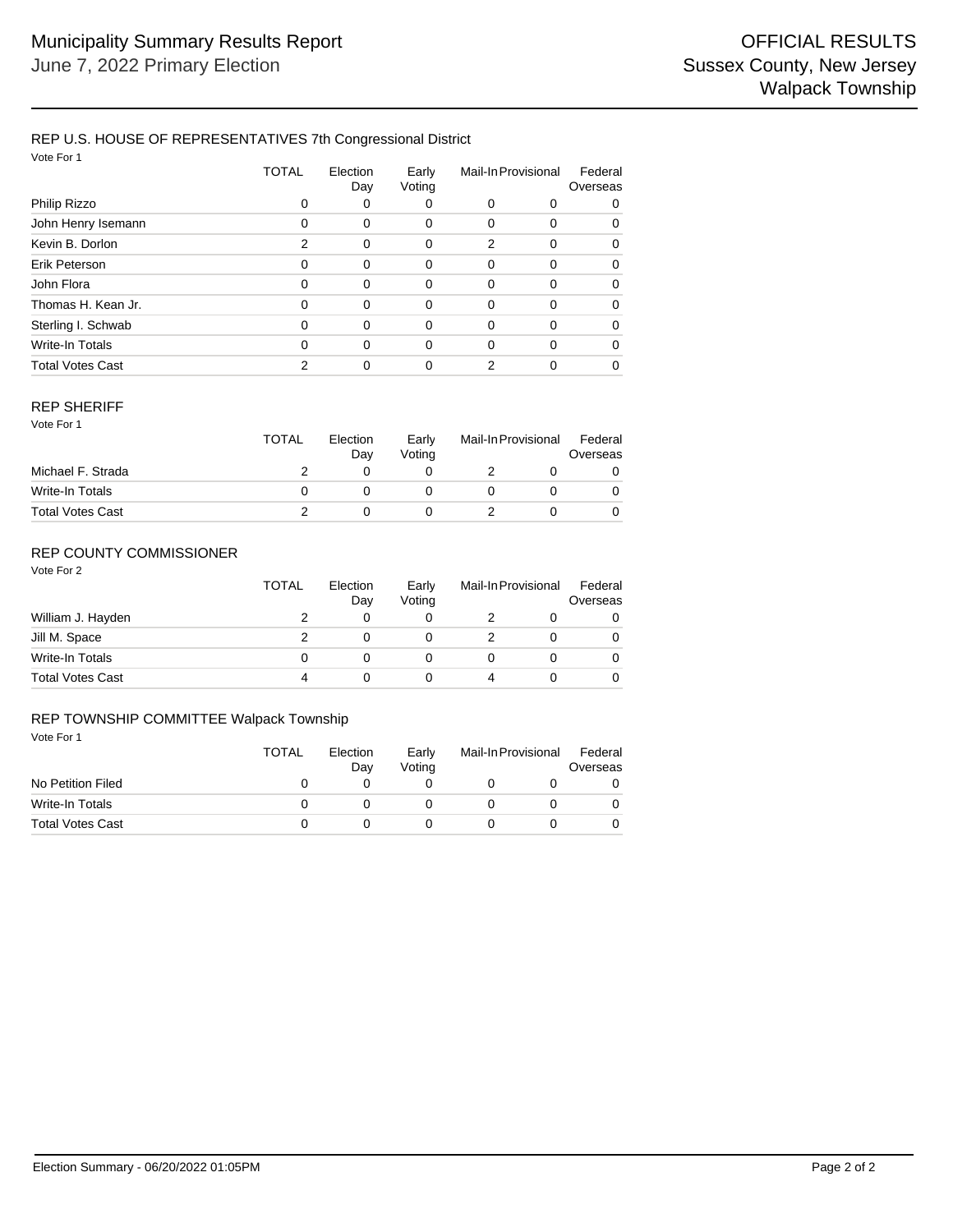# Municipality Summary Results Report

June 7, 2022 Primary Election

OFFICIAL RESULTS
Sussex County, New Jersey
Walpack Township

## REP U.S. HOUSE OF REPRESENTATIVES 7th Congressional District

Vote For 1

| | TOTAL | Election Day | Early Voting | Mail-In | Provisional | Federal Overseas |
|---|---|---|---|---|---|---|
| Philip Rizzo | 0 | 0 | 0 | 0 | 0 | 0 |
| John Henry Isemann | 0 | 0 | 0 | 0 | 0 | 0 |
| Kevin B. Dorlon | 2 | 0 | 0 | 2 | 0 | 0 |
| Erik Peterson | 0 | 0 | 0 | 0 | 0 | 0 |
| John Flora | 0 | 0 | 0 | 0 | 0 | 0 |
| Thomas H. Kean Jr. | 0 | 0 | 0 | 0 | 0 | 0 |
| Sterling I. Schwab | 0 | 0 | 0 | 0 | 0 | 0 |
| Write-In Totals | 0 | 0 | 0 | 0 | 0 | 0 |
| Total Votes Cast | 2 | 0 | 0 | 2 | 0 | 0 |

## REP SHERIFF

Vote For 1

| | TOTAL | Election Day | Early Voting | Mail-In | Provisional | Federal Overseas |
|---|---|---|---|---|---|---|
| Michael F. Strada | 2 | 0 | 0 | 2 | 0 | 0 |
| Write-In Totals | 0 | 0 | 0 | 0 | 0 | 0 |
| Total Votes Cast | 2 | 0 | 0 | 2 | 0 | 0 |

## REP COUNTY COMMISSIONER

Vote For 2

| | TOTAL | Election Day | Early Voting | Mail-In | Provisional | Federal Overseas |
|---|---|---|---|---|---|---|
| William J. Hayden | 2 | 0 | 0 | 2 | 0 | 0 |
| Jill M. Space | 2 | 0 | 0 | 2 | 0 | 0 |
| Write-In Totals | 0 | 0 | 0 | 0 | 0 | 0 |
| Total Votes Cast | 4 | 0 | 0 | 4 | 0 | 0 |

## REP TOWNSHIP COMMITTEE Walpack Township

Vote For 1

| | TOTAL | Election Day | Early Voting | Mail-In | Provisional | Federal Overseas |
|---|---|---|---|---|---|---|
| No Petition Filed | 0 | 0 | 0 | 0 | 0 | 0 |
| Write-In Totals | 0 | 0 | 0 | 0 | 0 | 0 |
| Total Votes Cast | 0 | 0 | 0 | 0 | 0 | 0 |

Election Summary - 06/20/2022 01:05PM